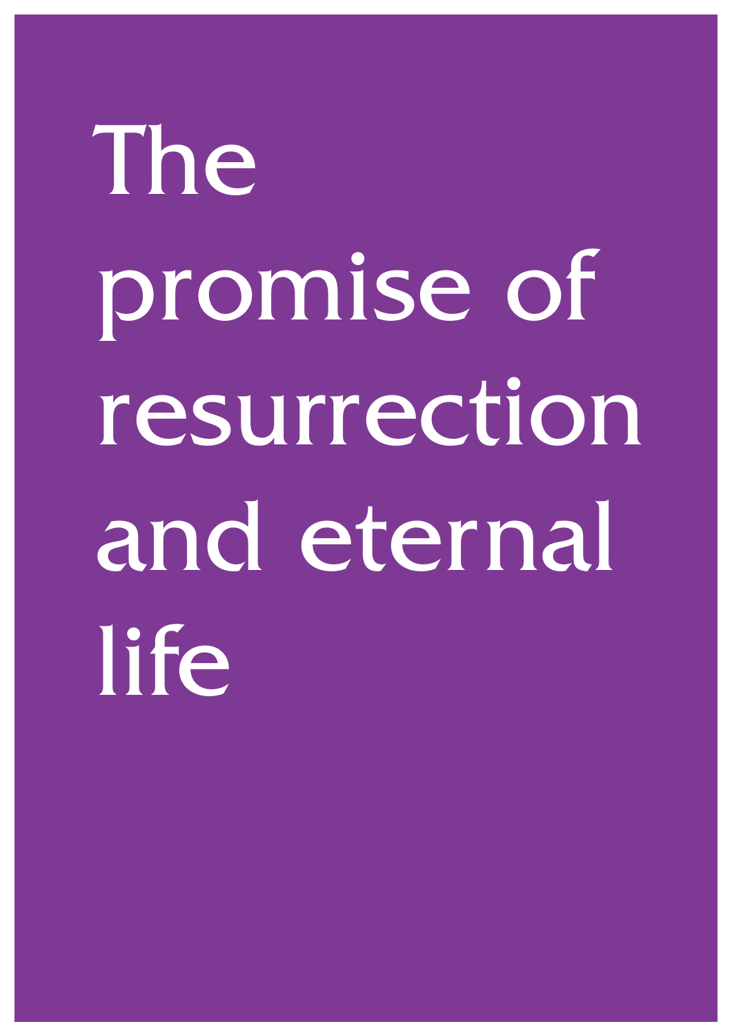# The promise of resurrection and eternal life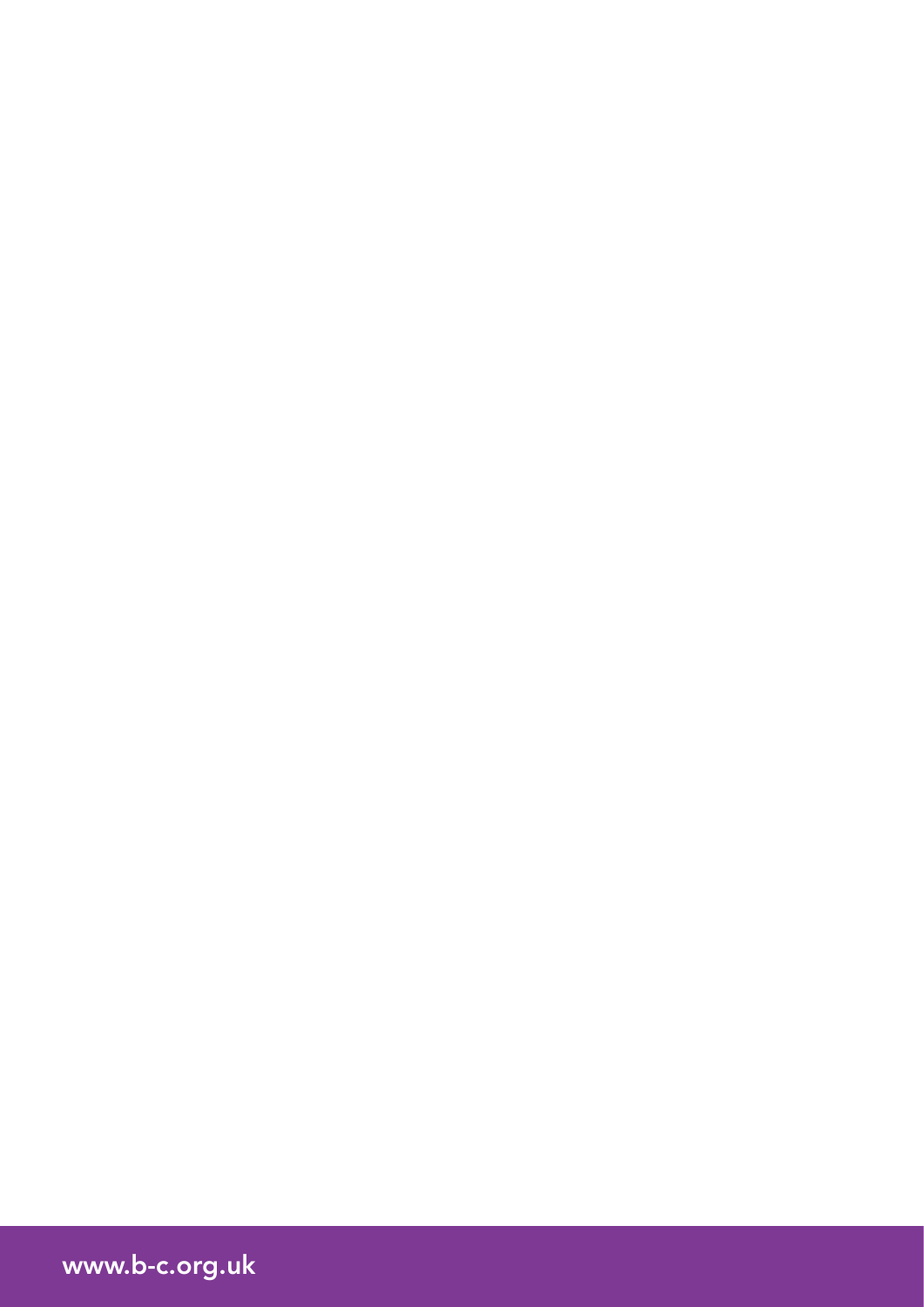www.b-c.org.uk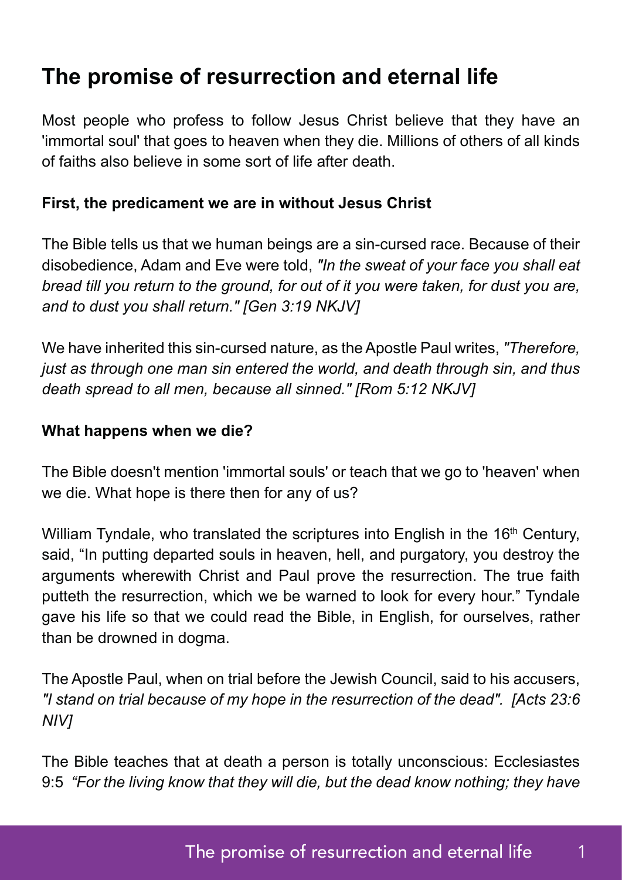## The promise of resurrection and eternal life

Most people who profess to follow Jesus Christ believe that they have an 'immortal soul' that goes to heaven when they die. Millions of others of all kinds of faiths also believe in some sort of life after death.

**First, the predicament we are in without Jesus Christ**

The Bible tells us that we human beings are a sin-cursed race. Because of their disobedience, Adam and Eve were told, *"In the sweat of your face you shall eat bread till you return to the ground, for out of it you were taken, for dust you are, and to dust you shall return." [Gen 3:19 NKJV]*

We have inherited this sin-cursed nature, as the Apostle Paul writes, *"Therefore, just as through one man sin entered the world, and death through sin, and thus death spread to all men, because all sinned." [Rom 5:12 NKJV]*

**What happens when we die?**

The Bible doesn't mention 'immortal souls' or teach that we go to 'heaven' when we die. What hope is there then for any of us?

William Tyndale, who translated the scriptures into English in the 16th Century, said, “In putting departed souls in heaven, hell, and purgatory, you destroy the arguments wherewith Christ and Paul prove the resurrection. The true faith putteth the resurrection, which we be warned to look for every hour.” Tyndale gave his life so that we could read the Bible, in English, for ourselves, rather than be drowned in dogma.

The Apostle Paul, when on trial before the Jewish Council, said to his accusers, *"I stand on trial because of my hope in the resurrection of the dead". [Acts 23:6 NIV]*

The Bible teaches that at death a person is totally unconscious: Ecclesiastes 9:5 *“For the living know that they will die, but the dead know nothing; they have*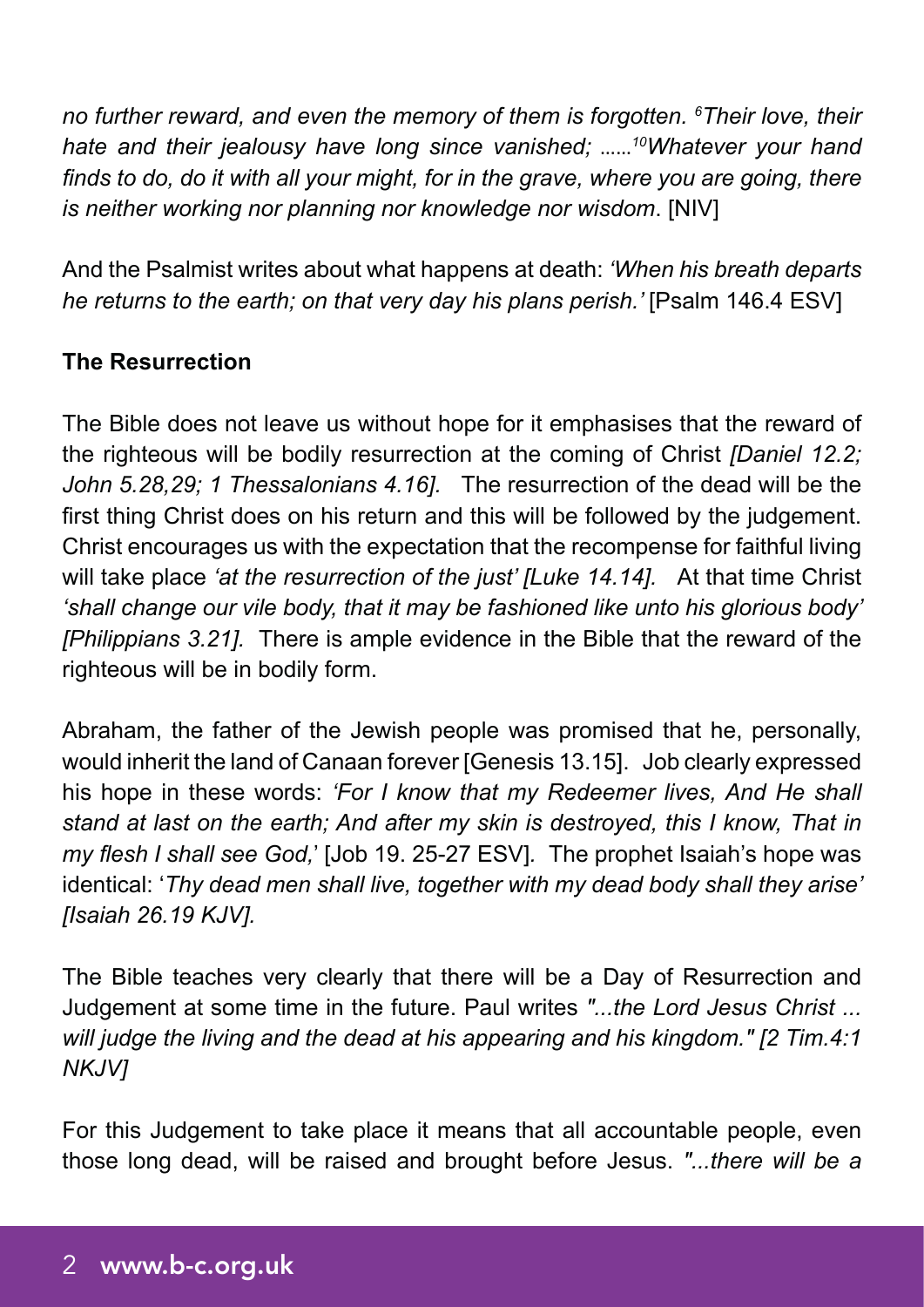*no further reward, and even the memory of them is forgotten. [6]Their love, their hate and their jealousy have long since vanished;* ......*[10]Whatever your hand finds to do, do it with all your might, for in the grave, where you are going, there is neither working nor planning nor knowledge nor wisdom*. [NIV]

And the Psalmist writes about what happens at death: *'When his breath departs he returns to the earth; on that very day his plans perish.'* [Psalm 146.4 ESV]

**The Resurrection**

The Bible does not leave us without hope for it emphasises that the reward of the righteous will be bodily resurrection at the coming of Christ *[Daniel 12.2; John 5.28,29; 1 Thessalonians 4.16].* The resurrection of the dead will be the first thing Christ does on his return and this will be followed by the judgement. Christ encourages us with the expectation that the recompense for faithful living will take place *'at the resurrection of the just' [Luke 14.14].* At that time Christ *'shall change our vile body, that it may be fashioned like unto his glorious body' [Philippians 3.21].* There is ample evidence in the Bible that the reward of the righteous will be in bodily form.

Abraham, the father of the Jewish people was promised that he, personally, would inherit the land of Canaan forever [Genesis 13.15]. Job clearly expressed his hope in these words: *'For I know that my Redeemer lives, And He shall stand at last on the earth; And after my skin is destroyed, this I know, That in my flesh I shall see God,'* [Job 19. 25-27 ESV]. The prophet Isaiah's hope was identical: '*Thy dead men shall live, together with my dead body shall they arise' [Isaiah 26.19 KJV].*

The Bible teaches very clearly that there will be a Day of Resurrection and Judgement at some time in the future. Paul writes *"...the Lord Jesus Christ ... will judge the living and the dead at his appearing and his kingdom." [2 Tim.4:1 NKJV]*

For this Judgement to take place it means that all accountable people, even those long dead, will be raised and brought before Jesus. *"...there will be a*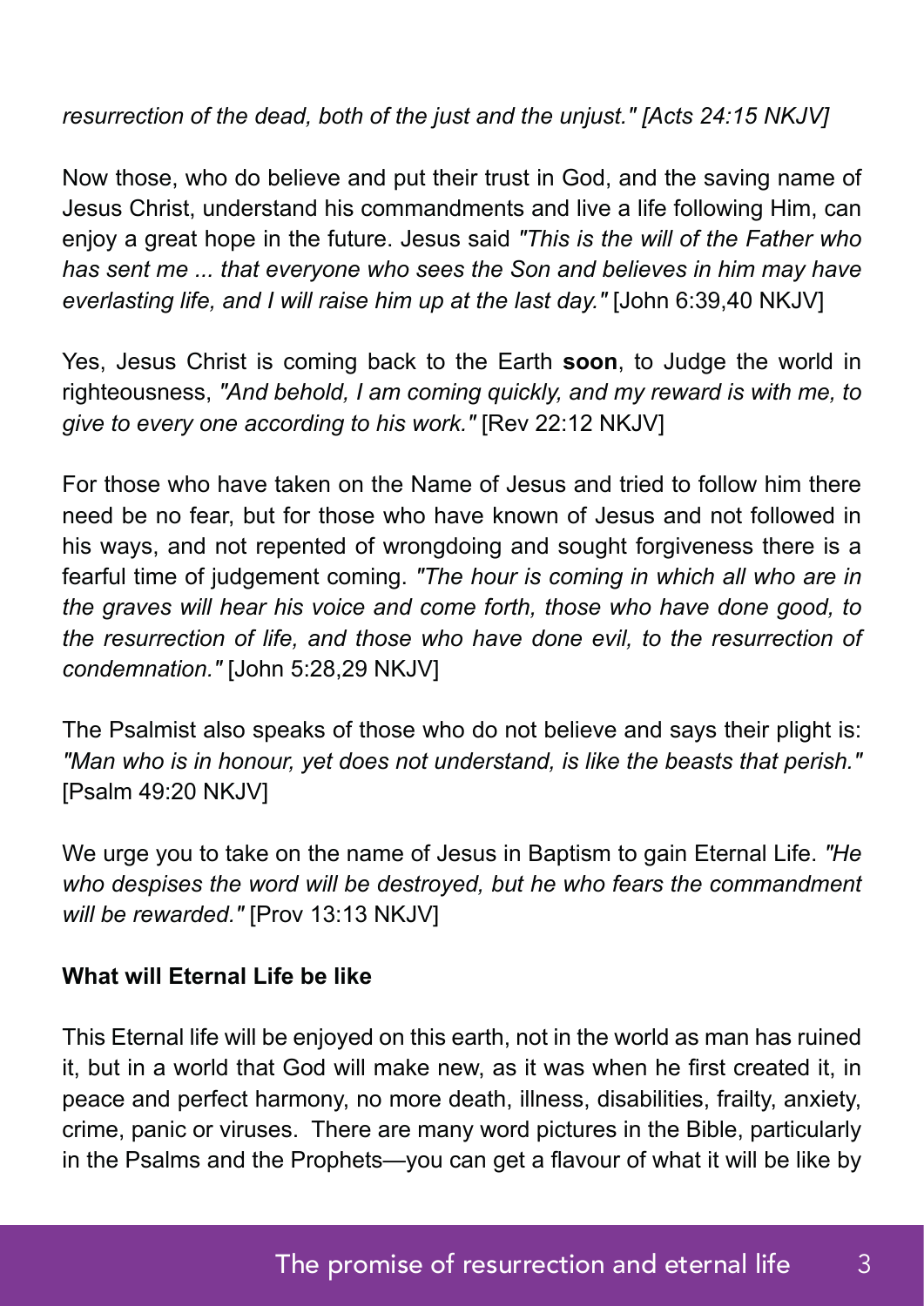*resurrection of the dead, both of the just and the unjust." [Acts 24:15 NKJV]*

Now those, who do believe and put their trust in God, and the saving name of Jesus Christ, understand his commandments and live a life following Him, can enjoy a great hope in the future. Jesus said *"This is the will of the Father who has sent me ... that everyone who sees the Son and believes in him may have everlasting life, and I will raise him up at the last day."* [John 6:39,40 NKJV]

Yes, Jesus Christ is coming back to the Earth **soon**, to Judge the world in righteousness, *"And behold, I am coming quickly, and my reward is with me, to give to every one according to his work."* [Rev 22:12 NKJV]

For those who have taken on the Name of Jesus and tried to follow him there need be no fear, but for those who have known of Jesus and not followed in his ways, and not repented of wrongdoing and sought forgiveness there is a fearful time of judgement coming. *"The hour is coming in which all who are in the graves will hear his voice and come forth, those who have done good, to the resurrection of life, and those who have done evil, to the resurrection of condemnation."* [John 5:28,29 NKJV]

The Psalmist also speaks of those who do not believe and says their plight is: *"Man who is in honour, yet does not understand, is like the beasts that perish."* [Psalm 49:20 NKJV]

We urge you to take on the name of Jesus in Baptism to gain Eternal Life. *"He who despises the word will be destroyed, but he who fears the commandment will be rewarded."* [Prov 13:13 NKJV]

**What will Eternal Life be like**

This Eternal life will be enjoyed on this earth, not in the world as man has ruined it, but in a world that God will make new, as it was when he first created it, in peace and perfect harmony, no more death, illness, disabilities, frailty, anxiety, crime, panic or viruses. There are many word pictures in the Bible, particularly in the Psalms and the Prophets—you can get a flavour of what it will be like by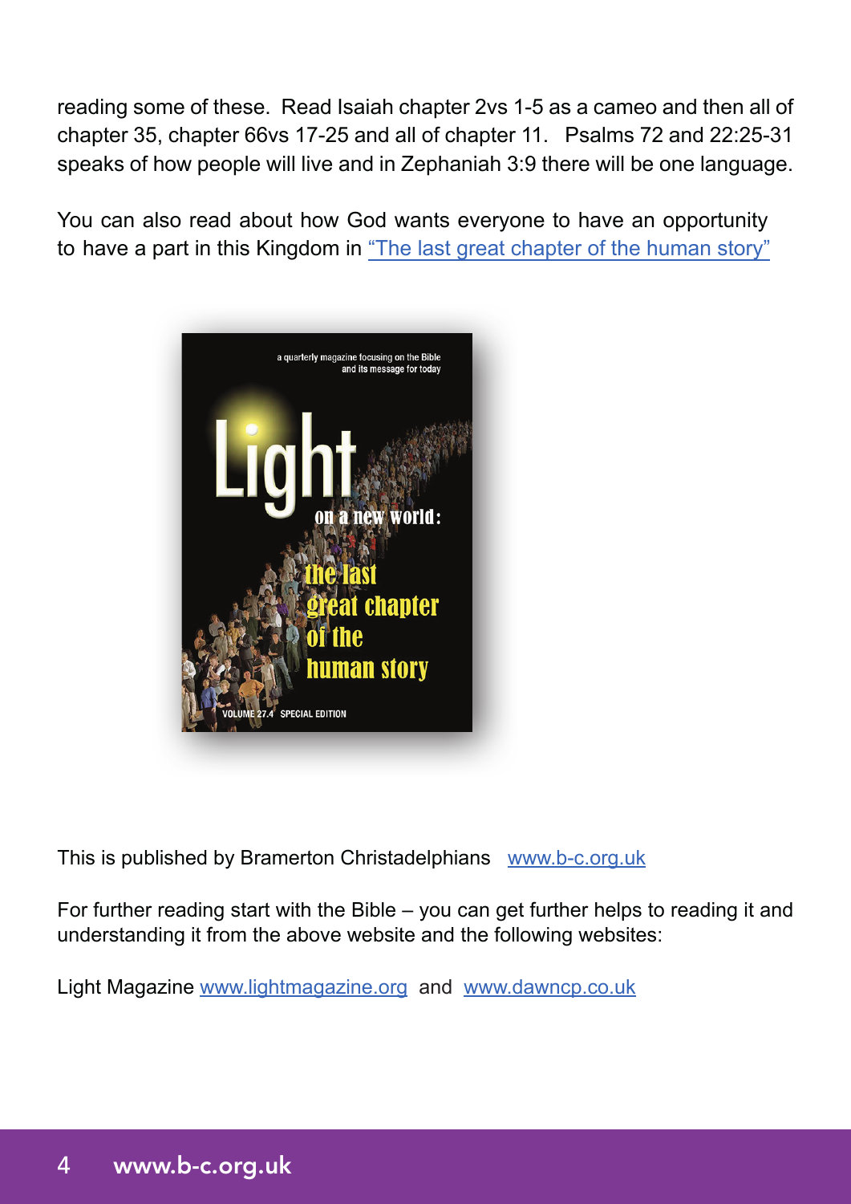reading some of these. Read Isaiah chapter 2vs 1-5 as a cameo and then all of chapter 35, chapter 66vs 17-25 and all of chapter 11. Psalms 72 and 22:25-31 speaks of how people will live and in Zephaniah 3:9 there will be one language.

You can also read about how God wants everyone to have an opportunity to have a part in this Kingdom in "The last great chapter of the human story"

This is published by Bramerton Christadelphians www.b-c.org.uk

For further reading start with the Bible – you can get further helps to reading it and understanding it from the above website and the following websites:

Light Magazine www.lightmagazine.org and www.dawncp.co.uk